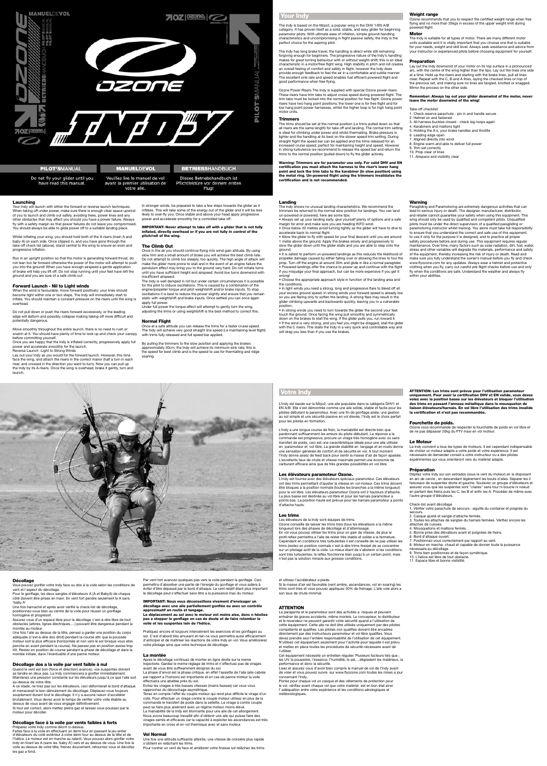# OZONE INDY

PILOT'S MANUAL — Do not fly your glider until you have read this manual.

MANUEL DE VOL — Veuillez lire le manuel de vol avant la premier utilisation de votre aile.

BETRIEBSHANDBUCH — Dieses Betriebshandbuch ist Pflichtlektüre vor deinem ersten Flug!

## Your Indy

The Indy is based on the Mojo2, a popular wing in the DHV 1/EN A/B category. It has proven itself as a solid, stable, and easy glider for beginning paramotor pilots. With ultimate ease of inflation, simple ground-handling characteristics and uncompromising in flight passive safety, the Indy is the perfect choice for the aspiring pilot.

The Indy has long brake travel, the handling is direct while still remaining forgiving enough for beginners. The progressive nature of the Indy's handling makes for great turning behaviour with or without weight-shift; this is an ideal characteristic in a motor/free flight wing. High stability in pitch and roll creates an overall feeling of comfort and safety in flight, however the Indy does provide enough feedback to feel the air in a comfortable and subtle manner. The excellent sink rate and speed enables fuel efficient powered flight and good performance when free flying.

Ozone Power Risers The Indy is supplied with special Ozone power risers. These risers have trim tabs to adjust cruise speed during powered flight. The trim tabs must be locked into the normal position for free flight. Ozone power risers have two hang point positions; the lower one is for free flight and for low hang point power harnesses, whilst the higher loop is for high hang point motor units.

### Trimmers

The trims should be set at the normal position (i.e trims pulled down so that all risers are the same length) for take off and landing. The normal trim setting is ideal for climbing under power and whilst thermalling. Brake pressure is lighter and the handling at its best on the slower speed trim setting. During straight flight the speed bar can be applied and the trims released for an increased cruise speed; perfect for maintaining height and speed. However in strong turbulence we recommend to release the speed bar and return the trims to the normal position (pulled down) to fly the glider actively.

**Warning: Trimmers are for paramotor use only. For valid DHV and EN certification you must attach the harness to the riser's lower hang point and lock the trim tabs to the karabiner (in slow position) using the metal ring. Un-powered flight using the trimmers invalidates the certification and is not recommended.**

### Weight range

Ozone recommends that you to respect the certified weight range when free flying and no more than 20kgs in excess of the upper weight limit during powered flight.

### Motor

The Indy is suitable for all types of motor. There are many different motor units available and it is vitally important that you choose one that is suitable for your needs, weight and skill level. Always seek assistance and advice from your instructor or experienced pilots before choosing equipment for yourself.

### Preparation

Lay out the Indy downwind of your motor on its top surface in a pronounced arc, with the centre of the wing higher than the tips. Lay out the lines one side at a time. Hold up the risers and starting with the brake lines, pull all lines clear. Repeat with the C, B and A lines, laying the checked lines on top of the previous set, and making sure no lines are tangled, knotted or snagged. Mirror the process on the other side.

**Remember: Always lay out your glider downwind of the motor, never leave the motor downwind of the wing!**

Take-off checklist:
1. Check reserve parachute - pin in and handle secure
2. Helmet on and fastened
3. All harness buckles closed - check leg-loops again
4. Karabiners and maillons tight
5. Holding the A's, your brake handles and throttle
6. Leading edge open
7. Aligned directly into wind
8. Engine warm and able to deliver full power
9. Trim set correctly
10. Prop clear of lines
11. Airspace and visibility clear

### Launching

Your Indy will launch with either the forward or reverse launch techniques. When taking off under power, make sure there is enough clear space upwind of you to launch and climb out safely, avoiding trees, power lines and any other obstacles that may affect you should you have a power failure. Always fly with a safety margin so that power failures do not leave you compromised. You should always be able to glide power off to a suitable landing place.

Whilst inflating your wing, you should hold both of the A risers (main A and baby A) on each side. Once clipped in, and you have gone through the take-off check list (above), stand central to the wing to ensure an even and progressive inflation.

Run in an upright position so that the motor is generating forward thrust, do not lean too far forward otherwise the power of the motor will attempt to push you into the ground! When you have enough airspeed a gentle application of brake will help you lift off. Do not stop running until your feet have left the ground and you are sure of a safe climb out

### Forward Launch - Nil to Light winds

When the wind is favourable, move forward positively: your lines should become tight within one or two steps. The Indy will immediately start to inflate. You should maintain a constant pressure on the risers until the wing is overhead.

Do not pull down or push the risers forward excessively, or the leading edge will deform and possibly collapse making taking-off more difficult and potentially dangerous.

Move smoothly throughout the entire launch, there is no need to rush or snatch at it. You should have plenty of time to look up and check your canopy before committing yourself.

Once you are happy that the Indy is inflated correctly, progressively apply full power and accelerate smoothly for the launch.

Reverse Launch -Light to Strong Winds

Lay out your Indy as you would for the forward launch. However, this time face the wing, and attach the risers in the correct manor (half a turn in each riser, and crossed in the direction you want to turn). Now you can pull up the Indy by its A-risers. Once the wing is overhead, brake it gently, turn and launch.

In stronger winds, be prepared to take a few steps towards the glider as it inflates. This will take some of the energy out of the glider and it will be less likely to over-fly you. Once stable and above your head apply progressive power and accelerate smoothly for a controlled take off.

**IMPORTANT: Never attempt to take off with a glider that is not fully inflated, directly overhead or if you are not fully in control of the pitch/roll of the wing.**

### The Climb Out

Once in the air you should continue flying into wind gain altitude. By using slow trim and a small amount of brake you will achieve the best climb rate. Do not attempt to climb too steeply, too quickly. The high angle of attack will make the glider more prone to stall and in the event of an engine failure the pendulum effect may bring you to the ground very hard. Do not initiate turns until you have sufficient height and airspeed. Avoid low turns downwind with insufficient airspeed.

The Indy is well damped in roll but under certain circumstances it is possible for the pilot to induce oscillations. This is caused by a combination of the engine/propeller torque and pilot weightshift and/or brake inputs. To stop oscillations it is best to reduce the power slightly and ensure that you remain static with weightshift and brake inputs. Once settled you can once again apply full power.

Under full power the torque effect will attempt to gently turn the wing, adjusting the trims or using weightshift is the best method to correct this.

### Normal Flight

Once at a safe altitude you can release the trims for a faster cruise speed. The Indy will achieve very good straight line speed (i.e maintaining level flight) with trims fully released and full speed bar applied.

By pulling the trimmers to the slow position and applying the brakes approximately 30cm, the Indy will achieve its minimum-sink rate; this is the speed for best climb and is the speed to use for thermalling and ridge soaring.

### Landing

The Indy shows no unusual landing characteristics. We recommend the trimmers be returned to the normal slow position for landings. You can land un-powered or powered, here are some tips:

- Always set up your landing early, give yourself plenty of options and a safe margin for error and make sure you are heading INTO wind.
- Once below 30 metres avoid turning tightly as the glider will have to dive to accelerate back to normal flight.
- Allow the glider to fly with speed for your final descent until you are around 1 metre above the ground. Apply the brakes slowly and progressively to slow the glider down until the glider stalls and you are able to step onto the ground.
- It is safest to perform un-powered landings as this reduces the likelihood of propeller damage caused by either falling over or allowing the lines to foul the prop. Turn off the engine at around 30m and glide in like a normal paraglider.
- Powered landings offer the chance to power up and continue with the flight if you misjudge your final approach, but can be more expensive if you get it wrong!
- Choose the appropriate approach style in function of the landing area and the conditions.
- In light winds you need a strong, long and progressive flare to bleed off all your excess ground speed. In strong winds your forward speed is already low so you are flaring only to soften the landing. A strong flare may result in the glider climbing upwards and backwards quickly, leaving you in a vulnerable position.
- In strong winds you need to turn towards the glider the second your feet touch the ground. Once facing the wing pull smoothly and symmetrically down on the brakes to stall the wing. If the glider pulls you, run toward it.
- If the wind is very strong, and you feel you might be dragged, stall the glider with the C risers. This stalls the Indy in a very quick and controllable way and will drag you less than if you use the brakes.

### Warning

Paragliding and Paramotoring are extremely dangerous activities that can lead to serious injury or death. The designer, manufacturer, distributor, and retailer cannot guarantee your safety when using this equipment. This wing should only be used by qualified and competent pilots. Unqualified pilots must be under the direct supervision of a qualified paragliding or paramotoring instructor whilst training. You alone must take full responsibility to ensure that you understand the correct and safe use of this equipment, to use it only for the purpose it is designed, and to practice all proper safety procedures before and during use. This equipment requires regular maintenance. Over time, many factors such as solar radiation, dirt, fuel, water, stress and other variables will degrade the materials, performance and safety of the equipment, thereby increasing the risk of injury or death. Read and make sure you fully understand the owner's manual before you fly and check www.flyozone.com for any updates. Always wear a helmet and protective clothing when you fly, carry out careful pre-flight checks before use and only fly when the conditions are safe. Understand the weather and always fly within your abilities.

## Votre Indy

L'Indy est basée sur la Mojo2, une aile populaire dans la catégorie DHV1 et EN A/B. Elle s'est démontrée comme une aile solide, stable et facile pour les pilotes débutant le paramoteur. Avec une fin de gonflage aisée, une gestion au sol simple et une sécurité passive en vol élevée, l'Indy est le choix parfait pour les pilotes en formation.

L'Indy a une longue course de frein, la maniabilité est directe bien que pardonnant suffisamment les erreurs du pilote débutant. La réponse a la commande est progressive, procure un virage très homogène avec ou sans transfert de poids, ce qui est une caractéristique idéale pour une aile utilisée en paramoteur et vol libre. La grande stabilité en tangage et en roulis donne une sensation générale de confort et de sécurité en vol. A tout moment l'Indy donne assez de feed back pour sentir la masse d'air de façon apaisée. L'excellents taux de chute et vitesse maximale permet une économie de carburant efficace ainsi que de très grandes possibilités en vol libre.

### Les élévateurs paramoteur Ozone.

L'Indy est fournie avec des élévateurs spéciaux paramoteur. Ces élévateurs ont des trims permettant d'ajuster la vitesse en vol moteur. Ces trims doivent être bloques a la position normale (toutes les branches a la même longueur) pour le vol libre. Les élévateurs paramoteur Ozone ont 2 hauteurs d'attache. La plus basse est destinée au vol libre et pour les harnais paramoteur a points bas. La position haute est prévue pour les harnais paramoteur a points d'attache hauts.

### Les trims

Les élévateurs de la Indy sont équipes de trims.

Ozone conseille de laisser les trims tires (tous les élévateurs a la même longueur) lors des phases de décollage et d'atterrissage.

En vol vous pouvez utiliser les trims pour un gain de vitesse, de plus le profil reflex permettra a l'aile de rester très stable et solide a la fermeture. Cependant en conditions très turbulentes il est conseille de ne pas utiliser les trims (restez en position normale c'est-à-dire trims tires)et de se concentrer sur un pilotage actif de la voile. Le mieux étant de s'abstenir si les conditions sont très turbulentes; le reflex fonctionne bien jusqu'à un certain point, mais n'est pas la solution miracle aux grosses conditions.

**ATTENTION: Les trims sont prévus pour l'utilisation paramoteur uniquement. Pour avoir la certification DHV et EN valide, vous devez volez avec la position basse sur les élévateurs et bloquer l'utilisation des trims en passant l'anneau métallique dans le mousqueton de liaison élévateurs/harnais. En vol libre l'utilisation des trims invalide la certification et n'est pas recommandée.**

### Fourchette de poids.

Ozone vous recommande de respecter la fourchette de poids en vol libre et de ne pas dépasser 20kg du PTV maxi en vol moteur.

### Le Moteur

La Indy convient a tous les types de moteurs. Il est cependant indispensable de choisir un moteur adapte a votre poids et votre expérience. Il est nécessaire de demander conseil a votre instructeur ou a des pilotes expérimentes qui vous orienteront vers du matériel adapte.

### Préparation

Dépliez votre Indy sur son extrados (sous le vent du moteur) en la disposant en arc de cercle , en descendant légèrement les bouts d'ailes. Séparer les 2 faisceaux de suspentes droite et gauche. Soulevez un groupe d'élévateurs et assurez vous que les suspentes sont "claires" sans tour ni boucle ni noeud en partant des freins puis les C, les B et enfin les A. Procéder de même avec l'autre groupe d'élévateurs.

Check-list avant décollage
1. Vérifier votre parachute de secours : aiguille du container et poignée du secours.
2. Casque ajusté et sangle d'attache fermée.
3. Toutes les attaches de sangles du harnais fermées. Vérifiez encore les attaches de cuisses.
4. Mousquetons et maillons fermés.
5. Bonne prise des élévateurs avant et poignées de freins.
6. Bord d'attaque ouvert.
7. Positionnez-vous correctement par rapport au vent.
8. Moteur en marche, chaud et capable de donner toute la puissance nécessaire au décollage.
9. Trims bien positionnes et de façon symétrique.
10. L'hélice est libre de tout obstacle.
11. Espace libre et bonne visibilité.

### Décollage

Vous pouvez gonfler votre Indy face ou dos à la voile selon les conditions de vent et l'aspect du décollage.

Pour le gonflage, les deux sangles d'élévateurs A (A et BabyA) de chaque côté doivent être prises en main. En vent fort prendre seulement le A sans 'baby A'

Une fois harnaché et après avoir vérifié la check-list de décollage, positionnez-vous bien au centre de la voile pour réussir un gonflage homogène et progressif.

Assurez vous d'un espace libre pour le décollage c'est-à-dire libre de tout obstacles (arbres, lignes électriques,…) pouvant être dangereux pendant la montée au moteur.

Une fois l'aile au dessus de la tête, pensez a garder une position du corps adéquate (c'est-à-dire dos droit) pendant la course afin que la poussée moteur soit la plus efficace (horizontale et non vers le sol lorsque vous etes penche en avant pendant la course). Ne passez pas en position assise trop tôt. Restez en position de course pendant la phase de décollage et dans la montée initiale, dans l'éventualité d'une panne moteur.

### Décollage dos a la voile par vent faible à nul

Quand le vent est bon (force et direction) avancez, vos suspentes doivent se tendre en deux pas. La Indy commencera à gonfler immédiatement. Maintenez une pression constante sur les élévateurs jusqu'à ce que l'aile soit au-dessus de votre tête.

A ce stade, ne tirez pas sur les élévateurs, ceci déformerait le bord d'attaque et menacerait le bon déroulement du décollage. Déplacez-vous toujours souplement durant tout le décollage. Il n'y a aucune raison d'accélérer brutalement. Vous devez avoir le temps de vérifier votre voile établie au dessus de vous avant de vous engager définitivement.

Si tout est correct, alors mettez pleins gaz et laissez vous pousser par le moteur pour décoller.

### Décollage face à la voile par vents faibles à forts

Préparez votre Indy comme décrit ci-dessus.

Faites face à la voile en effectuant un demi tour en passant le jeu entier d'élévateurs du coté extérieur à votre demi tour au dessus de la tête et de l'hélice. Le moteur est en marche au ralenti. Vous pouvez alors gonfler votre Indy en tirant les A (sans les 'baby A') vers et au dessus de vous. Une fois la voile au dessus de votre tête, freinez doucement, retournez vous et décollez les gaz a fond.

Par vent fort avancez quelques pas vers la voile pendant le gonflage. Ceci permettra d'absorber une partie de l'énergie du gonflage et vous aidera à éviter d'être dépassé par le bord d'attaque. Le vent relatif étant plus important le décollage peut s'effectuer sans être a la puissance max du moteur.

**IMPORTANT: Nous vous déconseillons vivement d'envisager un décollage avec une aile partiellement gonflée ou avec un contrôle approximatif en roulis et tangage.**

**Le déplacement au sol avec le moteur est moins aise, donc n hésitez pas a stopper le gonflage en cas de doute et de faire retomber la voile et les suspentes loin de l'hélice.**

Pratiquez encore et toujours intensément les exercices et les gonflages au sol. C'est d'abord très amusant et rien ne vous permettra aussi efficacement d'anticiper et de maîtriser les réactions de votre Indy en vol. Vous améliorerez votre pilotage ainsi que votre technique de décollage.

### La montée

Apres le décollage continuez de monter en ligne droite sur la meme trajectoire. Gardez le meme réglage de trims et n'effectuez pas de virages avant de vous être suffisamment éloignés du sol.

La phase d'envol est la phase critique, en effet l'assiette de l'aile jaile cabrée par rapport a l'horizon) est importante et en cas de panne moteur la voile effectuera une abattee près du sol.

Evitez les virages à très basses vitesses (mains basses) car vous vous rapprochez du décrochage asymétrique.

Tenez en compte l'effet du couple moteur qui rend plus difficile le virage d'un cote. Pour effectuer un virage contre le couple moteur utilisez en plus de la commande le transfert de poids dans la sellette. Le virage à contre couple peut se faire plus aisément avec un régime moteur moins élevé.

La maniabilité de la Indy est étonnante pour une aile de cet allongement. Nous avons beaucoup travaillé afin d'obtenir une aile qui puisse faire des virages serrés et efficaces car la capacité à exploiter les ascendances est très importante en cross et en vol thermique avec et sans moteur.

### Vol Normal

Une fois une altitude suffisante atteinte, une vitesse de croisière plus rapide s'obtient en relâchant les trims.

Pour contrer un vent de face et améliorer votre finesse sol relâchez les trims et utilisez l'accélérateur a pieds.

Si la masse d'air est favorable (vent arrière, ascendances, vol en soaring) les trims sont tires et vous pouvez appliquez 30% de freinage. L'aile vole alors a son taux de chute minimal.

### ATTENTION

Le parapente et le paramoteur sont des activités a risques et peuvent entraîner de graves accidents, même mortels. Le concepteur, le distributeur et le revendeur ne peuvent garantir votre sécurité quand a l'utilisation de cette équipement. Cette aile ne doit être utilisée uniquement par des pilotes compétents et qualifiés. Les pilotes non qualifiés doivent être encadrés directement par des instructeurs paramoteur et vol libre qualifiés. Vous devez prendre seul l'entière responsabilité de l'utilisation de cet équipement. N'utilisez cet équipement seulement pour l'activité pour laquelle il est prévu et mettez en place toutes les procédures de sécurité nécessaire avant de l'utiliser.

Cet équipement nécessite un entretien régulier. Plusieurs facteurs tels que ; les UV, la poussière, l'essence, l'humidité, le sel,…dégradent les matériaux, la performance et donc la sécurité.

Lisez et assurez vous d'avoir bien compris le manuel de vol de l'Indy avant de voler et vous pouvez suivre sur www.flyozone.com toutes les mises a jour concernant l'Indy.

Portez pour chaque vol un casque et des vêtements de protection pour le vol. vérifiez avant chaque vol que votre matériel est en bon état ainsi l' adéquation entre votre expérience et les conditions aérologiques et météorologiques.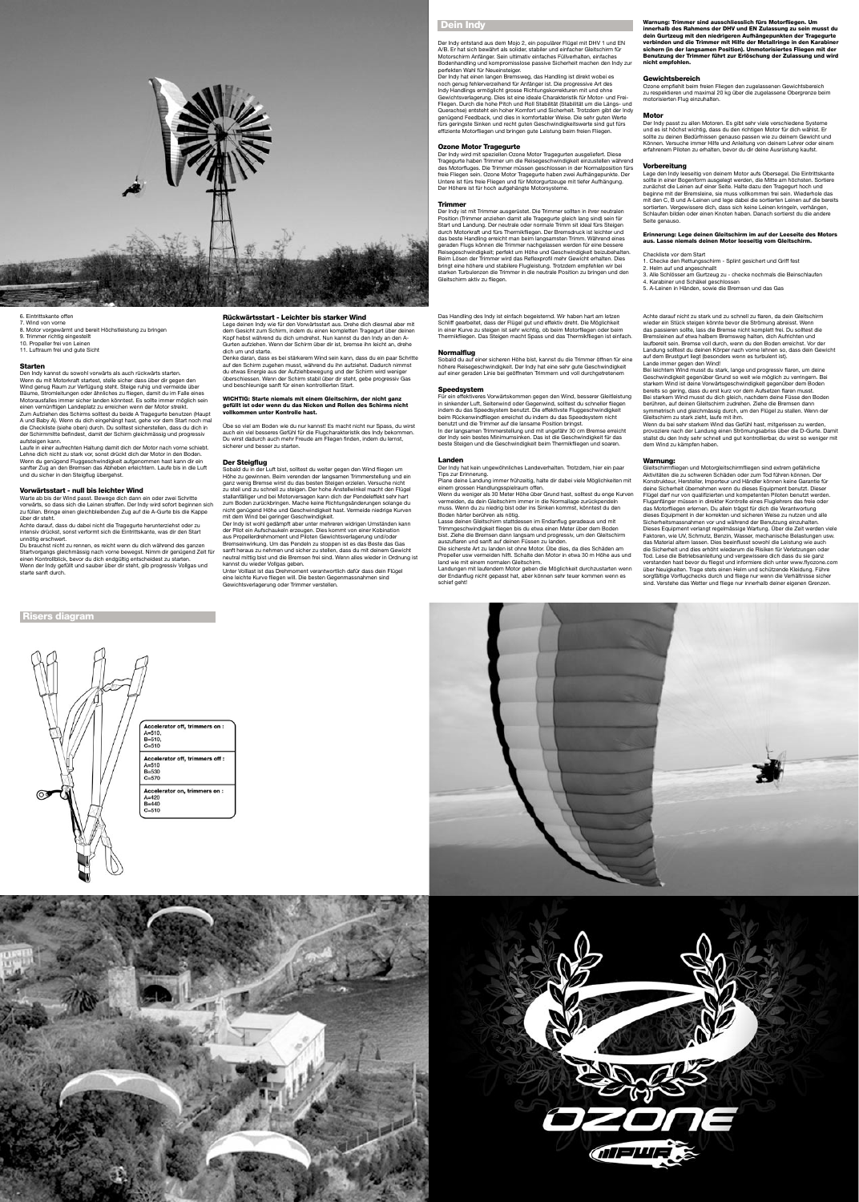## Dein Indy

Der Indy entstand aus dem Mojo 2, ein populärer Flügel mit DHV 1 und EN A/B. Er hat sich bewährt als solider, stabiler und einfacher Gleitschirm für Motorschirm Anfänger. Sein ultimativ einfaches Füllverhalten, einfaches Bodenhandling und kompromisslose passive Sicherheit machen den Indy zur perfekten Wahl für Neueinsteiger.
Der Indy hat einen langen Bremsweg, das Handling ist direkt wobei es noch genug fehlerverzeihend für Anfänger ist. Die progressive Art des Indy Handlings ermöglicht grosse Richtungskorrekturen mit und ohne Gewichtsverlagerung. Dies ist eine ideale Charakteristik für Motor- und Frei-Fliegen. Durch die hohe Pitch und Roll Stabilität (Stabilität um die Längs- und Querachse) entsteht ein hoher Komfort und Sicherheit. Trotzdem gibt der Indy genügend Feedback, und dies in komfortabler Weise. Die sehr guten Werte fürs geringste Sinken und recht guten Geschwindigkeitswerte sind gut fürs effiziente Motorfliegen und bringen gute Leistung beim freien Fliegen.

### Ozone Motor Tragegurte

Der Indy wird mit speziellen Ozone Motor Tragegurten ausgeliefert. Diese Tragegurte haben Trimmer um die Reisegeschwindigkeit einzustellen während des Motorfluges. Die Trimmer müssen geschlossen in der Normalposition fürs freie Fliegen sein. Ozone Motor Tragegurte haben zwei Aufhängpunkte. Der Untere ist fürs freie Fliegen und für Motorgurtzeuge mit tiefer Aufhängung. Der Höhere ist für hoch aufgehängte Motorsysteme.

### Trimmer

Der Indy ist mit Trimmer ausgerüstet. Die Trimmer sollten in ihrer neutralen Position (Trimmer anziehen damit alle Tragegurte gleich lang sind) sein für Start und Landung. Der neutrale oder normale Trimm ist ideal fürs Steigen durch Motorkraft und fürs Thermikfliegen. Der Bremsdruck ist leichter und das beste Handling erreicht man beim langsamsten Trimm. Während eines geraden Flugs können die Trimmer nachgelassen werden für eine bessere Reisegeschwindigkeit; perfekt um Höhe und Geschwindigkeit beizubehalten. Beim Lösen der Trimmer wird das Reflexprofil mehr Gewicht erhalten. Dies bringt eine höhere und stabilere Flugleistung. Trotzdem empfehlen wir bei starken Turbulenzen die Trimmer in die neutrale Position zu bringen und den Gleitschirm aktiv zu fliegen.

**Warnung: Trimmer sind ausschliesslich fürs Motorfliegen. Um innerhalb des Rahmens der DHV und EN Zulassung zu sein musst du dein Gurtzeug mit den niedrigeren Aufhängepunkten der Tragegurte verbinden und die Trimmer mit Hilfe der Metallringe in den Karabiner sichern (in der langsamen Position). Unmotorisiertes Fliegen mit der Benutzung der Trimmer führt zur Erlöschung der Zulassung und wird nicht empfohlen.**

### Gewichtsbereich

Ozone empfiehlt beim freien Fliegen den zugelassenen Gewichtsbereich zu respektieren und maximal 20 kg über die zugelassene Obergrenze beim motorisierten Flug einzuhalten.

### Motor

Der Indy passt zu allen Motoren. Es gibt sehr viele verschiedene Systeme und es ist höchst wichtig, dass du den richtigen Motor für dich wählst. Er sollte zu deinen Bedürfnissen genauso passen wie zu deinem Gewicht und Können. Versuche immer Hilfe und Anleitung von deinem Lehrer oder einem erfahrenem Piloten zu erhalten, bevor du dir deine Ausrüstung kaufst.

### Vorbereitung

Lege den Indy leeseitig von deinem Motor aufs Obersegel. Die Eintrittskante sollte in einer Bogenform ausgelegt werden, die Mitte am höchsten. Sortiere zunächst die Leinen auf einer Seite. Halte dazu den Tragegurt hoch und beginne mit der Bremsleine, sie muss vollkommen frei sein. Wiederhole das mit den C, B und A-Leinen und lege dabei die sortierten Leinen auf die bereits sortierten. Vergewissere dich, dass sich keine Leinen kringeln, verhängen, Schlaufen bilden oder einen Knoten haben. Danach sortierst du die andere Seite genauso.

**Erinnerung: Lege deinen Gleitschirm im auf der Leeseite des Motors aus. Lasse niemals deinen Motor leeseitig vom Gleitschirm.**

Checkliste vor dem Start
1. Checke den Rettungsschirm - Splint gesichert und Griff fest
2. Helm auf und angeschnallt
3. Alle Schlösser am Gurtzeug zu - checke nochmals die Beinschlaufen
4. Karabiner und Schäkel geschlossen
5. A-Leinen in Händen, sowie die Bremsen und das Gas
6. Eintrittskante offen
7. Wind von vorne
8. Motor vorgewärmt und bereit Höchstleistung zu bringen
9. Trimmer richtig eingestellt
10. Propeller frei von Leinen
11. Luftraum frei und gute Sicht

### Starten

Den Indy kannst du sowohl vorwärts als auch rückwärts starten.
Wenn du mit Motorkraft startest, stelle sicher dass über dir genug Raum zur Verfügung steht. Steige ruhig und vermeide über Bäume, Stromleitungen oder ähnliches zu fliegen, damit du im Falle eines Motorausfalles immer sicher landen könntest. Es sollte immer möglich sein einen vernünftigen Landeplatz zu erreichen wenn der Motor streikt.
Zum Aufziehen des Schirms solltest du beide A Tragegurte benutzen (Haupt A und Baby A). Wenn du dich eingehängt hast, gehe vor dem Start noch mal die Checkliste (siehe oben) durch. Du solltest sicherstellen, dass du dich in der Schirmmitte befindest, damit der Schirm gleichmässig und progressiv aufsteigen kann.
Laufe in einer aufrechten Haltung damit dich der Motor nach vorne schiebt. Lehne dich nicht zu stark vor, sonst drückt dich der Motor in den Boden. Wenn du genügend Fluggeschwindigkeit aufgenommen hast kann dir ein sanfter Zug an den Bremsen das Abheben erleichtern. Laufe bis in die Luft und du sicher in den Steigflug übergehst.

### Vorwärtsstart - null bis leichter Wind

Warte ab bis der Wind passt. Bewege dich dann ein oder zwei Schritte vorwärts, so dass sich die Leinen straffen. Der Indy wird sofort beginnen sich zu füllen. Bringe einen gleichbleibenden Zug auf die A-Gurte bis die Kappe über dir steht.
Achte darauf, dass du dabei nicht die Tragegurte herunterziehst oder zu intensiv drückst, sonst verformt sich die Eintrittskante, was dir den Start unnötig erschwert.
Du brauchst nicht zu rennen, es reicht wenn du dich während des ganzen Startvorgangs gleichmässig nach vorne bewegst. Nimm dir genügend Zeit für einen Kontrollblick, bevor du dich endgültig entscheidest zu starten.
Wenn der Indy gefüllt und sauber über dir steht, gib progressiv Vollgas und starte sanft durch.

### Rückwärtsstart - Leichter bis starker Wind

Lege deinen Indy wie für den Vorwärtsstart aus. Drehe dich diesmal aber mit dem Gesicht zum Schirm, indem du einen kompletten Tragegurt über deinen Kopf hebst während du dich umdrehst. Nun kannst du den Indy an den A-Gurten aufziehen. Wenn der Schirm über dir ist, bremse ihn leicht an, drehe dich um und starte.
Denke daran, dass es bei stärkerem Wind sein kann, dass du ein paar Schritte auf den Schirm zugehen musst, während du ihn aufziehst. Dadurch nimmst du etwas Energie aus der Aufziehbewegung und der Schirm wird weniger überschiessen. Wenn der Schirm stabil über dir steht, gebe progressiv Gas und beschleunige sanft für einen kontrollierten Start.

**WICHTIG: Starte niemals mit einem Gleitschirm, der nicht ganz gefüllt ist oder wenn du das Nicken und Rollen des Schirms nicht vollkommen unter Kontrolle hast.**

Übe so viel am Boden wie du nur kannst! Es macht nicht nur Spass, du wirst auch ein viel besseres Gefühl für die Flugcharakteristik des Indy bekommen. Du wirst dadurch auch mehr Freude am Fliegen finden, indem du lernst, sicherer und besser zu starten.

### Der Steigflug

Sobald du in der Luft bist, solltest du weiter gegen den Wind fliegen um Höhe zu gewinnen. Beim verenden der langsamen Trimmerstellung und ein ganz wenig Bremse wirst du das besten Steigen erzielen. Versuche nicht zu steil und zu schnell zu steigen. Der hohe Anstellwinkel macht den Flügel stallanfälliger und bei Motorversagen kann dich der Pendeleffekt sehr hart zum Boden zurückbringen. Mache keine Richtungsänderungen solange du nicht genügend Höhe und Geschwindigkeit hast. Vermeide niedrige Kurven mit dem Wind bei geringer Geschwindigkeit.
Der Indy ist wohl gedämpft aber unter mehreren widrigen Umständen kann der Pilot ein Aufschaukeln erzeugen. Dies kommt von einer Kombination aus Propellerdrehmoment und Piloten Gewichtsverlagerung und/oder Bremseinwirkung. Um das Pendeln zu stoppen ist es das Beste das Gas sanft heraus zu nehmen und sicher zu stellen, dass du mit deinem Gewicht neutral mittig bist und die Bremsen frei sind. Wenn alles wieder in Ordnung ist kannst du wieder Vollgas geben.
Unter Vollast ist das Drehmoment verantwortlich dafür dass dein Flügel eine leichte Kurve fliegen will. Die besten Gegenmassnahmen sind Gewichtsverlagerung oder Trimmer verstellen.

Das Handling des Indy ist einfach begeisternd. Wir haben hart am letzten Schliff gearbeitet, dass der Flügel gut und effektiv dreht. Die Möglichkeit in einer Kurve zu steigen ist sehr wichtig, ob beim Motorfliegen oder beim Thermikfliegen. Das Steigen macht Spass und das Thermikfliegen ist einfach.

### Normalflug

Sobald du auf einer sicheren Höhe bist, kannst du die Trimmer öffnen für eine höhere Reisegeschwindigkeit. Der Indy hat eine sehr gute Geschwindigkeit auf einer geraden Linie bei geöffneten Trimmern und voll durchgetretenem

### Speedsystem

Für ein effektiveres Vorwärtskommen gegen den Wind, besserer Gleitleistung in sinkender Luft, Seitenwind oder Gegenwind, solltest du schneller fliegen indem du das Speedsystem benutzt. Die effektivste Fluggeschwindigkeit beim Rückenwindfliegen erreicht du indem du das Speedsystem nicht benutzt und die Trimmer auf die langsame Position bringst.
In der langsamen Trimmerstellung und mit ungefähr 30 cm Bremse erreicht der Indy sein bestes Minimumsinken. Das ist die Geschwindigkeit für das beste Steigen und die Geschwindigkeit beim Thermikfliegen und soaren.

### Landen

Der Indy hat kein ungewöhnliches Landeverhalten. Trotzdem, hier ein paar Tips zur Erinnerung.
Plane deine Landung immer frühzeitig, halte dir dabei viele Möglichkeiten mit einem grossen Handlungsspielraum offen.
Wenn du weniger als 30 Meter Höhe über Grund hast, solltest du enge Kurven vermeiden, da dein Gleitschirm immer in die Normallage zurückpendeln muss. Wenn du zu niedrig bist oder ins Sinken kommst, könntest du den Boden härter berühren als nötig.
Lasse deinen Gleitschirm stattdessen im Endanflug geradeaus und mit Trimmgeschwindigkeit fliegen bis du etwa einen Meter über dem Boden bist. Ziehe die Bremsen dann langsam und progressiv, um den Gleitschirm auszuflaren und sanft auf deinen Füssen zu landen.
Die sicherste Art zu landen ist ohne Motor. Übe dies, da dies Schäden am Propeller usw vermeiden hilft. Schalte den Motor in etwa 30 m Höhe aus und land wie mit einem normalen Gleitschirm.
Landungen mit laufendem Motor geben die Möglichkeit durchzustarten wenn der Endanflug nicht gepasst hat, aber können sehr teuer kommen wenn es schief geht!

Achte darauf nicht zu stark und zu schnell zu flaren, da dein Gleitschirm wieder ein Stück steigen könnte bevor die Strömung abreisst. Wenn das passieren sollte, lass die Bremse nicht komplett frei. Du solltest die Bremsleinen auf etwa halbem Bremsweg halten, dich aufrichten und laufbereit sein. Bremse voll durch, wenn du den Boden erreichst. Vor der Landung solltest du deinen Körper nach vorne lehnen so, dass dein Gewicht auf dem Brustgurt liegt (besonders wenn es turbulent ist).
Lande immer gegen den Wind!
Bei leichtem Wind musst du stark, lange und progressiv flaren, um deine Geschwindigkeit gegenüber Grund so weit wie möglich zu verringern. Bei starkem Wind ist deine Vorwärtsgeschwindigkeit gegenüber dem Boden bereits so gering, dass du erst kurz vor dem Aufsetzen flaren musst.
Bei starkem Wind musst du dich gleich, nachdem deine Füsse den Boden berühren, auf deinen Gleitschirm zudrehen. Ziehe die Bremsen dann symmetrisch und gleichmässig durch, um den Flügel zu stallen. Wenn der Gleitschirm zu stark zieht, laufe mit ihm.
Wenn du bei sehr starkem Wind das Gefühl hast, mitgerissen zu werden, provoziere nach der Landung einen Strömungsabriss über die D-Gurte. Damit stallst du den Indy sehr schnell und gut kontrollierbar, du wirst so weniger mit dem Wind zu kämpfen haben.

### Warnung:

Gleitschirmfliegen und Motorgleitschirmfliegen sind extrem gefährliche Aktivitäten die zu schweren Schäden oder zum Tod führen können. Der Konstrukteur, Hersteller, Importeur und Händler können keine Garantie für deine Sicherheit übernehmen wenn du dieses Equipment benutzt. Dieser Flügel darf nur von qualifizierten und kompetenten Piloten benutzt werden. Fluganfänger müssen in direkter Kontrolle eines Fluglehrers das freie oder das Motorfliegen erlernen. Du allein trägst für dich die Verantwortung dieses Equipment in der korrekten und sicheren Weise zu nutzen und alle Sicherheitsmassnahmen vor und während der Benutzung einzuhalten. Dieses Equipment verlangt regelmässige Wartung. Über die Zeit werden viele Faktoren, wie UV, Schmutz, Benzin, Wasser, mechanische Belastungen usw. das Material altern lassen. Dies beeinflusst sowohl die Leistung wie auch die Sicherheit und dies erhöht wiederum die Risiken für Verletzungen oder Tod. Lese die Betriebsanleitung und vergewissere dich dass du sie ganz verstanden hast bevor du fliegst und informiere dich unter www.flyozone.com über Neuigkeiten. Trage stets einen Helm und schützende Kleidung. Führe sorgfältige Vorflugchecks durch und fliege nur wenn die Verhältnisse sicher sind. Verstehe das Wetter und fliege nur innerhalb deiner eigenen Grenzen.

## Risers diagram

Accelerator off, trimmers on :
A=510,
B=510,
C=510

Accelerator off, trimmers off :
A=510
B=530
C=570

Accelerator on, trimmers on :
A=420
B=440
C=510